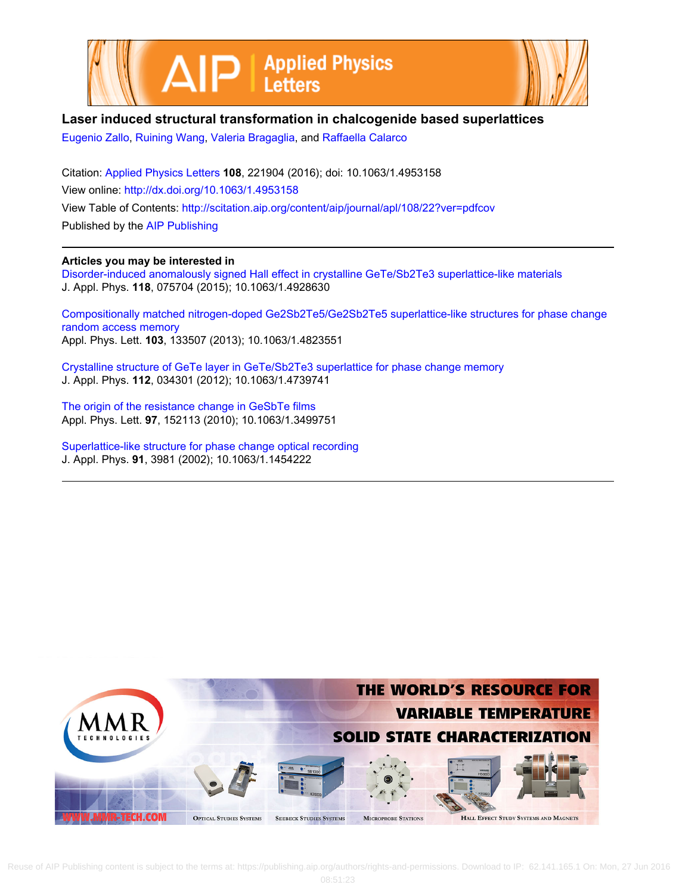# Laser induced structural transformation in chalcogenide based superlattices

Eugenio Zallo, Ruining Wang, Valeria Bragaglia, and Raffaella Calarco

Citation: Applied Physics Letters **108**, 221904 (2016); doi: 10.1063/1.4953158

View online: http://dx.doi.org/10.1063/1.4953158

View Table of Contents: http://scitation.aip.org/content/aip/journal/apl/108/22?ver=pdfcov

Published by the AIP Publishing

---

**Articles you may be interested in**

Disorder-induced anomalously signed Hall effect in crystalline GeTe/Sb2Te3 superlattice-like materials
J. Appl. Phys. **118**, 075704 (2015); 10.1063/1.4928630

Compositionally matched nitrogen-doped Ge2Sb2Te5/Ge2Sb2Te5 superlattice-like structures for phase change random access memory
Appl. Phys. Lett. **103**, 133507 (2013); 10.1063/1.4823551

Crystalline structure of GeTe layer in GeTe/Sb2Te3 superlattice for phase change memory
J. Appl. Phys. **112**, 034301 (2012); 10.1063/1.4739741

The origin of the resistance change in GeSbTe films
Appl. Phys. Lett. **97**, 152113 (2010); 10.1063/1.3499751

Superlattice-like structure for phase change optical recording
J. Appl. Phys. **91**, 3981 (2002); 10.1063/1.1454222

---

Reuse of AIP Publishing content is subject to the terms at: https://publishing.aip.org/authors/rights-and-permissions. Download to IP: 62.141.165.1 On: Mon, 27 Jun 2016 08:51:23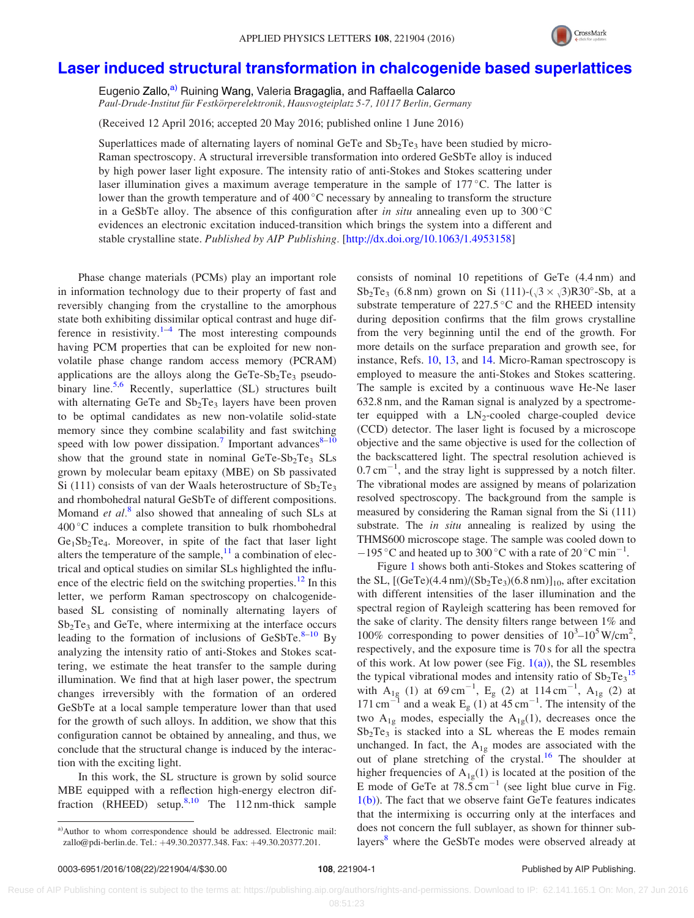# Laser induced structural transformation in chalcogenide based superlattices

Eugenio Zallo,[a)] Ruining Wang, Valeria Bragaglia, and Raffaella Calarco

*Paul-Drude-Institut für Festkörperelektronik, Hausvogteiplatz 5-7, 10117 Berlin, Germany*

(Received 12 April 2016; accepted 20 May 2016; published online 1 June 2016)

Superlattices made of alternating layers of nominal GeTe and $Sb_2Te_3$ have been studied by micro-Raman spectroscopy. A structural irreversible transformation into ordered GeSbTe alloy is induced by high power laser light exposure. The intensity ratio of anti-Stokes and Stokes scattering under laser illumination gives a maximum average temperature in the sample of 177 °C. The latter is lower than the growth temperature and of 400 °C necessary by annealing to transform the structure in a GeSbTe alloy. The absence of this configuration after *in situ* annealing even up to 300 °C evidences an electronic excitation induced-transition which brings the system into a different and stable crystalline state. *Published by AIP Publishing.* [http://dx.doi.org/10.1063/1.4953158]

Phase change materials (PCMs) play an important role in information technology due to their property of fast and reversibly changing from the crystalline to the amorphous state both exhibiting dissimilar optical contrast and huge difference in resistivity.[1–4] The most interesting compounds having PCM properties that can be exploited for new non-volatile phase change random access memory (PCRAM) applications are the alloys along the GeTe-$Sb_2Te_3$ pseudo-binary line.[5,6] Recently, superlattice (SL) structures built with alternating GeTe and $Sb_2Te_3$ layers have been proven to be optimal candidates as new non-volatile solid-state memory since they combine scalability and fast switching speed with low power dissipation.[7] Important advances[8–10] show that the ground state in nominal GeTe-$Sb_2Te_3$ SLs grown by molecular beam epitaxy (MBE) on Sb passivated Si (111) consists of van der Waals heterostructure of $Sb_2Te_3$ and rhombohedral natural GeSbTe of different compositions. Momand *et al.*[8] also showed that annealing of such SLs at 400 °C induces a complete transition to bulk rhombohedral $Ge_1Sb_2Te_4$. Moreover, in spite of the fact that laser light alters the temperature of the sample,[11] a combination of electrical and optical studies on similar SLs highlighted the influence of the electric field on the switching properties.[12] In this letter, we perform Raman spectroscopy on chalcogenide-based SL consisting of nominally alternating layers of $Sb_2Te_3$ and GeTe, where intermixing at the interface occurs leading to the formation of inclusions of GeSbTe.[8–10] By analyzing the intensity ratio of anti-Stokes and Stokes scattering, we estimate the heat transfer to the sample during illumination. We find that at high laser power, the spectrum changes irreversibly with the formation of an ordered GeSbTe at a local sample temperature lower than that used for the growth of such alloys. In addition, we show that this configuration cannot be obtained by annealing, and thus, we conclude that the structural change is induced by the interaction with the exciting light.

In this work, the SL structure is grown by solid source MBE equipped with a reflection high-energy electron diffraction (RHEED) setup.[8,10] The 112 nm-thick sample consists of nominal 10 repetitions of GeTe (4.4 nm) and $Sb_2Te_3$ (6.8 nm) grown on Si (111)-($\sqrt{3} \times \sqrt{3}$)R30°-Sb, at a substrate temperature of 227.5 °C and the RHEED intensity during deposition confirms that the film grows crystalline from the very beginning until the end of the growth. For more details on the surface preparation and growth see, for instance, Refs. 10, 13, and 14. Micro-Raman spectroscopy is employed to measure the anti-Stokes and Stokes scattering. The sample is excited by a continuous wave He-Ne laser 632.8 nm, and the Raman signal is analyzed by a spectrometer equipped with a $LN_2$-cooled charge-coupled device (CCD) detector. The laser light is focused by a microscope objective and the same objective is used for the collection of the backscattered light. The spectral resolution achieved is 0.7 $cm^{-1}$, and the stray light is suppressed by a notch filter. The vibrational modes are assigned by means of polarization resolved spectroscopy. The background from the sample is measured by considering the Raman signal from the Si (111) substrate. The *in situ* annealing is realized by using the THMS600 microscope stage. The sample was cooled down to −195 °C and heated up to 300 °C with a rate of 20 °C $min^{-1}$.

Figure 1 shows both anti-Stokes and Stokes scattering of the SL, $[(GeTe)(4.4\,nm)/(Sb_2Te_3)(6.8\,nm)]_{10}$, after excitation with different intensities of the laser illumination and the spectral region of Rayleigh scattering has been removed for the sake of clarity. The density filters range between 1% and 100% corresponding to power densities of $10^3$–$10^5$ W/$cm^2$, respectively, and the exposure time is 70 s for all the spectra of this work. At low power (see Fig. 1(a)), the SL resembles the typical vibrational modes and intensity ratio of $Sb_2Te_3$[15] with $A_{1g}$ (1) at 69 $cm^{-1}$, $E_g$ (2) at 114 $cm^{-1}$, $A_{1g}$ (2) at 171 $cm^{-1}$ and a weak $E_g$ (1) at 45 $cm^{-1}$. The intensity of the two $A_{1g}$ modes, especially the $A_{1g}$(1), decreases once the $Sb_2Te_3$ is stacked into a SL whereas the E modes remain unchanged. In fact, the $A_{1g}$ modes are associated with the out of plane stretching of the crystal.[16] The shoulder at higher frequencies of $A_{1g}$(1) is located at the position of the E mode of GeTe at 78.5 $cm^{-1}$ (see light blue curve in Fig. 1(b)). The fact that we observe faint GeTe features indicates that the intermixing is occurring only at the interfaces and does not concern the full sublayer, as shown for thinner sublayers[8] where the GeSbTe modes were observed already at

[a)]Author to whom correspondence should be addressed. Electronic mail: zallo@pdi-berlin.de. Tel.: +49.30.20377.348. Fax: +49.30.20377.201.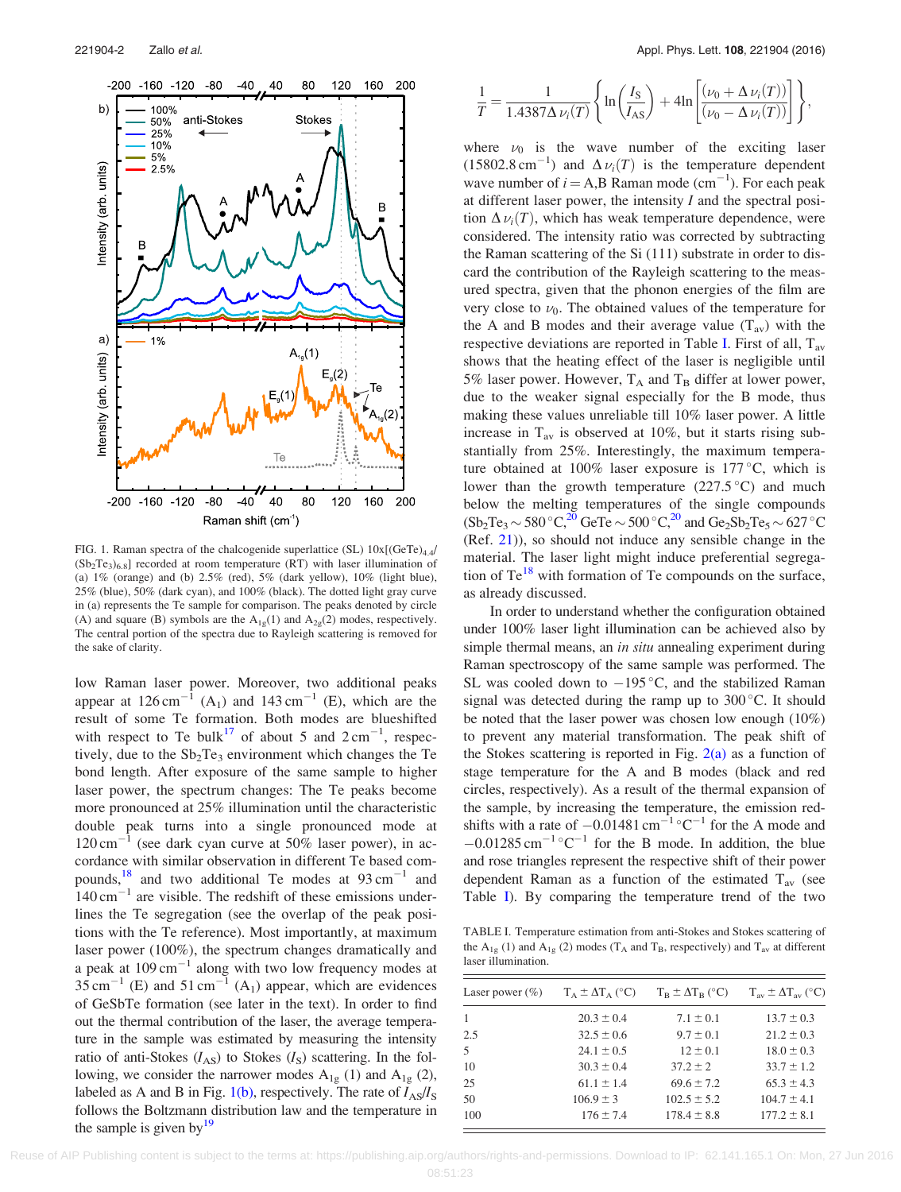-200 -160 -120 -80 -40 40 80 120 160 200

b)

100%
50%
25%
10%
5%
2.5%

anti-Stokes

Stokes

A

A

B

B

Intensity (arb. units)

a)

1%

$A_{1g}(1)$

$E_g(2)$

$E_g(1)$

Te

$A_{1g}(2)$

Te

Intensity (arb. units)

-200 -160 -120 -80 -40 40 80 120 160 200

Raman shift (cm$^{-1}$)

FIG. 1. Raman spectra of the chalcogenide superlattice (SL) $10x[(GeTe)_{4.4}/(Sb_2Te_3)_{6.8}]$ recorded at room temperature (RT) with laser illumination of (a) 1% (orange) and (b) 2.5% (red), 5% (dark yellow), 10% (light blue), 25% (blue), 50% (dark cyan), and 100% (black). The dotted light gray curve in (a) represents the Te sample for comparison. The peaks denoted by circle (A) and square (B) symbols are the $A_{1g}(1)$ and $A_{2g}(2)$ modes, respectively. The central portion of the spectra due to Rayleigh scattering is removed for the sake of clarity.

low Raman laser power. Moreover, two additional peaks appear at 126 cm$^{-1}$ ($A_1$) and 143 cm$^{-1}$ (E), which are the result of some Te formation. Both modes are blueshifted with respect to Te bulk[17] of about 5 and 2 cm$^{-1}$, respectively, due to the $Sb_2Te_3$ environment which changes the Te bond length. After exposure of the same sample to higher laser power, the spectrum changes: The Te peaks become more pronounced at 25% illumination until the characteristic double peak turns into a single pronounced mode at 120 cm$^{-1}$ (see dark cyan curve at 50% laser power), in accordance with similar observation in different Te based compounds,[18] and two additional Te modes at 93 cm$^{-1}$ and 140 cm$^{-1}$ are visible. The redshift of these emissions underlines the Te segregation (see the overlap of the peak positions with the Te reference). Most importantly, at maximum laser power (100%), the spectrum changes dramatically and a peak at 109 cm$^{-1}$ along with two low frequency modes at 35 cm$^{-1}$ (E) and 51 cm$^{-1}$ ($A_1$) appear, which are evidences of GeSbTe formation (see later in the text). In order to find out the thermal contribution of the laser, the average temperature in the sample was estimated by measuring the intensity ratio of anti-Stokes ($I_{AS}$) to Stokes ($I_S$) scattering. In the following, we consider the narrower modes $A_{1g}$ (1) and $A_{1g}$ (2), labeled as A and B in Fig. 1(b), respectively. The rate of $I_{AS}/I_S$ follows the Boltzmann distribution law and the temperature in the sample is given by[19]

$$\frac{1}{T} = \frac{1}{1.4387\Delta\nu_i(T)}\left\{\ln\left(\frac{I_S}{I_{AS}}\right) + 4\ln\left[\frac{(\nu_0 + \Delta\nu_i(T))}{(\nu_0 - \Delta\nu_i(T))}\right]\right\},$$

where $\nu_0$ is the wave number of the exciting laser (15802.8 cm$^{-1}$) and $\Delta\nu_i(T)$ is the temperature dependent wave number of $i = $A,B Raman mode (cm$^{-1}$). For each peak at different laser power, the intensity $I$ and the spectral position $\Delta\nu_i(T)$, which has weak temperature dependence, were considered. The intensity ratio was corrected by subtracting the Raman scattering of the Si (111) substrate in order to discard the contribution of the Rayleigh scattering to the measured spectra, given that the phonon energies of the film are very close to $\nu_0$. The obtained values of the temperature for the A and B modes and their average value ($T_{av}$) with the respective deviations are reported in Table I. First of all, $T_{av}$ shows that the heating effect of the laser is negligible until 5% laser power. However, $T_A$ and $T_B$ differ at lower power, due to the weaker signal especially for the B mode, thus making these values unreliable till 10% laser power. A little increase in $T_{av}$ is observed at 10%, but it starts rising substantially from 25%. Interestingly, the maximum temperature obtained at 100% laser exposure is 177 °C, which is lower than the growth temperature (227.5 °C) and much below the melting temperatures of the single compounds ($Sb_2Te_3$ ~ 580 °C,[20] GeTe ~ 500 °C,[20] and $Ge_2Sb_2Te_5$ ~ 627 °C (Ref. 21)), so should not induce any sensible change in the material. The laser light might induce preferential segregation of Te[18] with formation of Te compounds on the surface, as already discussed.

In order to understand whether the configuration obtained under 100% laser light illumination can be achieved also by simple thermal means, an *in situ* annealing experiment during Raman spectroscopy of the same sample was performed. The SL was cooled down to −195 °C, and the stabilized Raman signal was detected during the ramp up to 300 °C. It should be noted that the laser power was chosen low enough (10%) to prevent any material transformation. The peak shift of the Stokes scattering is reported in Fig. 2(a) as a function of stage temperature for the A and B modes (black and red circles, respectively). As a result of the thermal expansion of the sample, by increasing the temperature, the emission redshifts with a rate of −0.01481 cm$^{-1}$ °C$^{-1}$ for the A mode and −0.01285 cm$^{-1}$ °C$^{-1}$ for the B mode. In addition, the blue and rose triangles represent the respective shift of their power dependent Raman as a function of the estimated $T_{av}$ (see Table I). By comparing the temperature trend of the two

TABLE I. Temperature estimation from anti-Stokes and Stokes scattering of the $A_{1g}$ (1) and $A_{1g}$ (2) modes ($T_A$ and $T_B$, respectively) and $T_{av}$ at different laser illumination.

| Laser power (%) | $T_A \pm \Delta T_A$ (°C) | $T_B \pm \Delta T_B$ (°C) | $T_{av} \pm \Delta T_{av}$ (°C) |
|---|---|---|---|
| 1 | 20.3 ± 0.4 | 7.1 ± 0.1 | 13.7 ± 0.3 |
| 2.5 | 32.5 ± 0.6 | 9.7 ± 0.1 | 21.2 ± 0.3 |
| 5 | 24.1 ± 0.5 | 12 ± 0.1 | 18.0 ± 0.3 |
| 10 | 30.3 ± 0.4 | 37.2 ± 2 | 33.7 ± 1.2 |
| 25 | 61.1 ± 1.4 | 69.6 ± 7.2 | 65.3 ± 4.3 |
| 50 | 106.9 ± 3 | 102.5 ± 5.2 | 104.7 ± 4.1 |
| 100 | 176 ± 7.4 | 178.4 ± 8.8 | 177.2 ± 8.1 |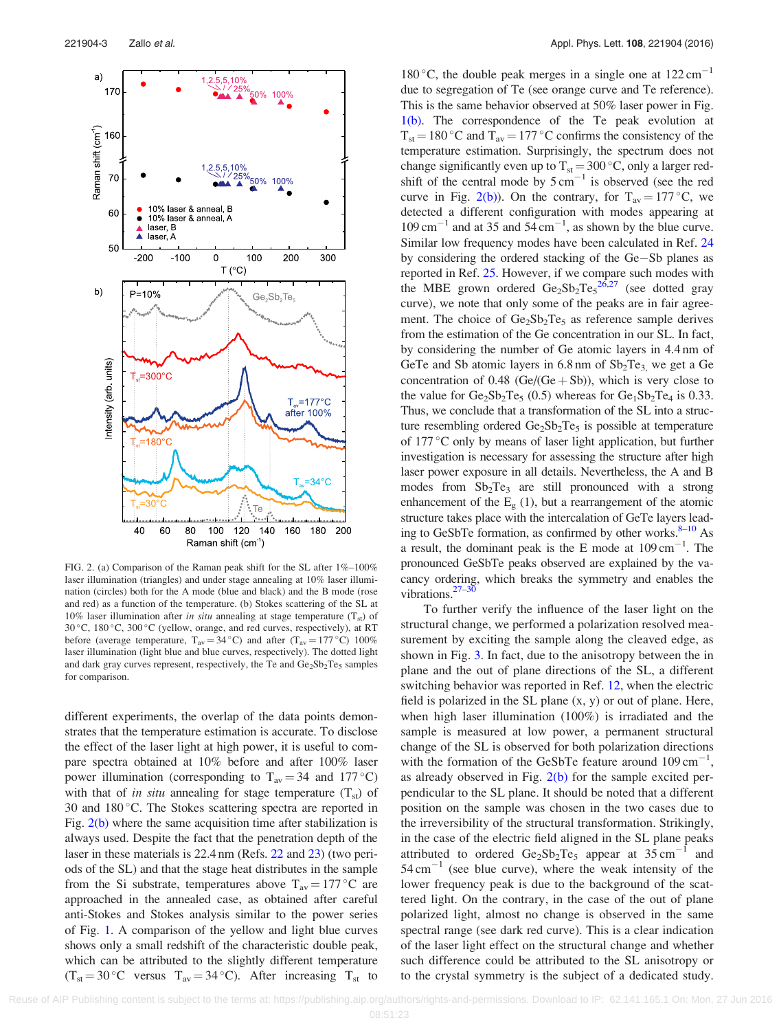a)

1,2.5,5,10%

25%

50% 100%

170

160

Raman shift (cm$^{-1}$)

70

60

50

-200 -100 0 100 200 300

T (°C)

10% laser & anneal, B

10% laser & anneal, A

laser, B

laser, A

b)

P=10%

$Ge_2Sb_2Te_5$

$T_{st}$=300°C

$T_{av}$=177°C after 100%

$T_{st}$=180°C

$T_{av}$=34°C

$T_{st}$=30°C

Te

Intensity (arb. units)

40 60 80 100 120 140 160 180 200

Raman shift (cm$^{-1}$)

FIG. 2. (a) Comparison of the Raman peak shift for the SL after 1%–100% laser illumination (triangles) and under stage annealing at 10% laser illumination (circles) both for the A mode (blue and black) and the B mode (rose and red) as a function of the temperature. (b) Stokes scattering of the SL at 10% laser illumination after *in situ* annealing at stage temperature ($T_{st}$) of 30 °C, 180 °C, 300 °C (yellow, orange, and red curves, respectively), at RT before (average temperature, $T_{av}$ = 34 °C) and after ($T_{av}$ = 177 °C) 100% laser illumination (light blue and blue curves, respectively). The dotted light and dark gray curves represent, respectively, the Te and $Ge_2Sb_2Te_5$ samples for comparison.

different experiments, the overlap of the data points demonstrates that the temperature estimation is accurate. To disclose the effect of the laser light at high power, it is useful to compare spectra obtained at 10% before and after 100% laser power illumination (corresponding to $T_{av}$ = 34 and 177 °C) with that of *in situ* annealing for stage temperature ($T_{st}$) of 30 and 180 °C. The Stokes scattering spectra are reported in Fig. 2(b) where the same acquisition time after stabilization is always used. Despite the fact that the penetration depth of the laser in these materials is 22.4 nm (Refs. 22 and 23) (two periods of the SL) and that the stage heat distributes in the sample from the Si substrate, temperatures above $T_{av}$ = 177 °C are approached in the annealed case, as obtained after careful anti-Stokes and Stokes analysis similar to the power series of Fig. 1. A comparison of the yellow and light blue curves shows only a small redshift of the characteristic double peak, which can be attributed to the slightly different temperature ($T_{st}$ = 30 °C versus $T_{av}$ = 34 °C). After increasing $T_{st}$ to 180 °C, the double peak merges in a single one at 122 cm$^{-1}$ due to segregation of Te (see orange curve and Te reference). This is the same behavior observed at 50% laser power in Fig. 1(b). The correspondence of the Te peak evolution at $T_{st}$ = 180 °C and $T_{av}$ = 177 °C confirms the consistency of the temperature estimation. Surprisingly, the spectrum does not change significantly even up to $T_{st}$ = 300 °C, only a larger redshift of the central mode by 5 cm$^{-1}$ is observed (see the red curve in Fig. 2(b)). On the contrary, for $T_{av}$ = 177 °C, we detected a different configuration with modes appearing at 109 cm$^{-1}$ and at 35 and 54 cm$^{-1}$, as shown by the blue curve. Similar low frequency modes have been calculated in Ref. 24 by considering the ordered stacking of the Ge−Sb planes as reported in Ref. 25. However, if we compare such modes with the MBE grown ordered $Ge_2Sb_2Te_5$[26,27] (see dotted gray curve), we note that only some of the peaks are in fair agreement. The choice of $Ge_2Sb_2Te_5$ as reference sample derives from the estimation of the Ge concentration in our SL. In fact, by considering the number of Ge atomic layers in 4.4 nm of GeTe and Sb atomic layers in 6.8 nm of $Sb_2Te_3$, we get a Ge concentration of 0.48 (Ge/(Ge + Sb)), which is very close to the value for $Ge_2Sb_2Te_5$ (0.5) whereas for $Ge_1Sb_2Te_4$ is 0.33. Thus, we conclude that a transformation of the SL into a structure resembling ordered $Ge_2Sb_2Te_5$ is possible at temperature of 177 °C only by means of laser light application, but further investigation is necessary for assessing the structure after high laser power exposure in all details. Nevertheless, the A and B modes from $Sb_2Te_3$ are still pronounced with a strong enhancement of the $E_g$ (1), but a rearrangement of the atomic structure takes place with the intercalation of GeTe layers leading to GeSbTe formation, as confirmed by other works.[8–10] As a result, the dominant peak is the E mode at 109 cm$^{-1}$. The pronounced GeSbTe peaks observed are explained by the vacancy ordering, which breaks the symmetry and enables the vibrations.[27–30]

To further verify the influence of the laser light on the structural change, we performed a polarization resolved measurement by exciting the sample along the cleaved edge, as shown in Fig. 3. In fact, due to the anisotropy between the in plane and the out of plane directions of the SL, a different switching behavior was reported in Ref. 12, when the electric field is polarized in the SL plane (x, y) or out of plane. Here, when high laser illumination (100%) is irradiated and the sample is measured at low power, a permanent structural change of the SL is observed for both polarization directions with the formation of the GeSbTe feature around 109 cm$^{-1}$, as already observed in Fig. 2(b) for the sample excited perpendicular to the SL plane. It should be noted that a different position on the sample was chosen in the two cases due to the irreversibility of the structural transformation. Strikingly, in the case of the electric field aligned in the SL plane peaks attributed to ordered $Ge_2Sb_2Te_5$ appear at 35 cm$^{-1}$ and 54 cm$^{-1}$ (see blue curve), where the weak intensity of the lower frequency peak is due to the background of the scattered light. On the contrary, in the case of the out of plane polarized light, almost no change is observed in the same spectral range (see dark red curve). This is a clear indication of the laser light effect on the structural change and whether such difference could be attributed to the SL anisotropy or to the crystal symmetry is the subject of a dedicated study.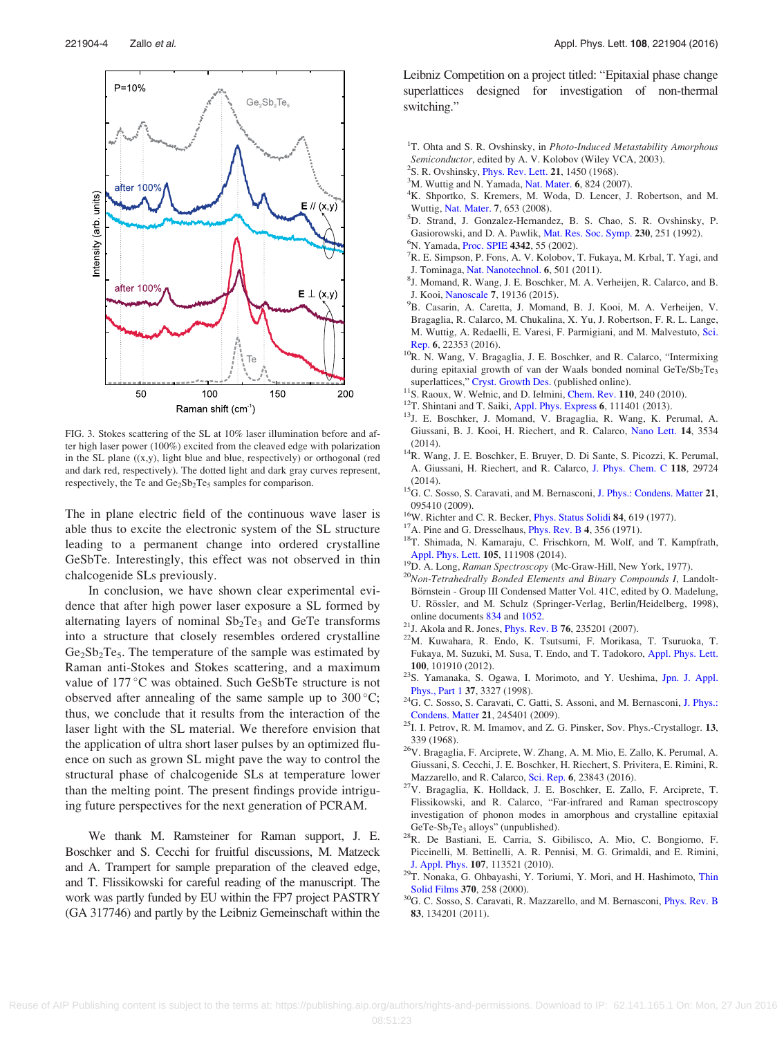P=10%

$Ge_2Sb_2Te_5$

after 100%

E // (x,y)

after 100%

E ⊥ (x,y)

Te

Intensity (arb. units)

50 100 150 200

Raman shift (cm$^{-1}$)

FIG. 3. Stokes scattering of the SL at 10% laser illumination before and after high laser power (100%) excited from the cleaved edge with polarization in the SL plane ((x,y), light blue and blue, respectively) or orthogonal (red and dark red, respectively). The dotted light and dark gray curves represent, respectively, the Te and $Ge_2Sb_2Te_5$ samples for comparison.

The in plane electric field of the continuous wave laser is able thus to excite the electronic system of the SL structure leading to a permanent change into ordered crystalline GeSbTe. Interestingly, this effect was not observed in thin chalcogenide SLs previously.

In conclusion, we have shown clear experimental evidence that after high power laser exposure a SL formed by alternating layers of nominal $Sb_2Te_3$ and GeTe transforms into a structure that closely resembles ordered crystalline $Ge_2Sb_2Te_5$. The temperature of the sample was estimated by Raman anti-Stokes and Stokes scattering, and a maximum value of 177 °C was obtained. Such GeSbTe structure is not observed after annealing of the same sample up to 300 °C; thus, we conclude that it results from the interaction of the laser light with the SL material. We therefore envision that the application of ultra short laser pulses by an optimized fluence on such as grown SL might pave the way to control the structural phase of chalcogenide SLs at temperature lower than the melting point. The present findings provide intriguing future perspectives for the next generation of PCRAM.

We thank M. Ramsteiner for Raman support, J. E. Boschker and S. Cecchi for fruitful discussions, M. Matzeck and A. Trampert for sample preparation of the cleaved edge, and T. Flissikowski for careful reading of the manuscript. The work was partly funded by EU within the FP7 project PASTRY (GA 317746) and partly by the Leibniz Gemeinschaft within the Leibniz Competition on a project titled: "Epitaxial phase change superlattices designed for investigation of non-thermal switching."

[1] T. Ohta and S. R. Ovshinsky, in *Photo-Induced Metastability Amorphous Semiconductor*, edited by A. V. Kolobov (Wiley VCA, 2003).
[2] S. R. Ovshinsky, Phys. Rev. Lett. **21**, 1450 (1968).
[3] M. Wuttig and N. Yamada, Nat. Mater. **6**, 824 (2007).
[4] K. Shportko, S. Kremers, M. Woda, D. Lencer, J. Robertson, and M. Wuttig, Nat. Mater. **7**, 653 (2008).
[5] D. Strand, J. Gonzalez-Hernandez, B. S. Chao, S. R. Ovshinsky, P. Gasiorowski, and D. A. Pawlik, Mat. Res. Soc. Symp. **230**, 251 (1992).
[6] N. Yamada, Proc. SPIE **4342**, 55 (2002).
[7] R. E. Simpson, P. Fons, A. V. Kolobov, T. Fukaya, M. Krbal, T. Yagi, and J. Tominaga, Nat. Nanotechnol. **6**, 501 (2011).
[8] J. Momand, R. Wang, J. E. Boschker, M. A. Verheijen, R. Calarco, and B. J. Kooi, Nanoscale **7**, 19136 (2015).
[9] B. Casarin, A. Caretta, J. Momand, B. J. Kooi, M. A. Verheijen, V. Bragaglia, R. Calarco, M. Chukalina, X. Yu, J. Robertson, F. R. L. Lange, M. Wuttig, A. Redaelli, E. Varesi, F. Parmigiani, and M. Malvestuto, Sci. Rep. **6**, 22353 (2016).
[10] R. N. Wang, V. Bragaglia, J. E. Boschker, and R. Calarco, "Intermixing during epitaxial growth of van der Waals bonded nominal $GeTe/Sb_2Te_3$ superlattices," Cryst. Growth Des. (published online).
[11] S. Raoux, W. Wełnic, and D. Ielmini, Chem. Rev. **110**, 240 (2010).
[12] T. Shintani and T. Saiki, Appl. Phys. Express **6**, 111401 (2013).
[13] J. E. Boschker, J. Momand, V. Bragaglia, R. Wang, K. Perumal, A. Giussani, B. J. Kooi, H. Riechert, and R. Calarco, Nano Lett. **14**, 3534 (2014).
[14] R. Wang, J. E. Boschker, E. Bruyer, D. Di Sante, S. Picozzi, K. Perumal, A. Giussani, H. Riechert, and R. Calarco, J. Phys. Chem. C **118**, 29724 (2014).
[15] G. C. Sosso, S. Caravati, and M. Bernasconi, J. Phys.: Condens. Matter **21**, 095410 (2009).
[16] W. Richter and C. R. Becker, Phys. Status Solidi **84**, 619 (1977).
[17] A. Pine and G. Dresselhaus, Phys. Rev. B **4**, 356 (1971).
[18] T. Shimada, N. Kamaraju, C. Frischkorn, M. Wolf, and T. Kampfrath, Appl. Phys. Lett. **105**, 111908 (2014).
[19] D. A. Long, *Raman Spectroscopy* (Mc-Graw-Hill, New York, 1977).
[20] *Non-Tetrahedrally Bonded Elements and Binary Compounds I*, Landolt-Börnstein - Group III Condensed Matter Vol. 41C, edited by O. Madelung, U. Rössler, and M. Schulz (Springer-Verlag, Berlin/Heidelberg, 1998), online documents 834 and 1052.
[21] J. Akola and R. Jones, Phys. Rev. B **76**, 235201 (2007).
[22] M. Kuwahara, R. Endo, K. Tsutsumi, F. Morikasa, T. Tsuruoka, T. Fukaya, M. Suzuki, M. Susa, T. Endo, and T. Tadokoro, Appl. Phys. Lett. **100**, 101910 (2012).
[23] S. Yamanaka, S. Ogawa, I. Morimoto, and Y. Ueshima, Jpn. J. Appl. Phys., Part 1 **37**, 3327 (1998).
[24] G. C. Sosso, S. Caravati, C. Gatti, S. Assoni, and M. Bernasconi, J. Phys.: Condens. Matter **21**, 245401 (2009).
[25] I. I. Petrov, R. M. Imamov, and Z. G. Pinsker, Sov. Phys.-Crystallogr. **13**, 339 (1968).
[26] V. Bragaglia, F. Arciprete, W. Zhang, A. M. Mio, E. Zallo, K. Perumal, A. Giussani, S. Cecchi, J. E. Boschker, H. Riechert, S. Privitera, E. Rimini, R. Mazzarello, and R. Calarco, Sci. Rep. **6**, 23843 (2016).
[27] V. Bragaglia, K. Holldack, J. E. Boschker, E. Zallo, F. Arciprete, T. Flissikowski, and R. Calarco, "Far-infrared and Raman spectroscopy investigation of phonon modes in amorphous and crystalline epitaxial $GeTe\text{-}Sb_2Te_3$ alloys" (unpublished).
[28] R. De Bastiani, E. Carria, S. Gibilisco, A. Mio, C. Bongiorno, F. Piccinelli, M. Bettinelli, A. R. Pennisi, M. G. Grimaldi, and E. Rimini, J. Appl. Phys. **107**, 113521 (2010).
[29] T. Nonaka, G. Ohbayashi, Y. Toriumi, Y. Mori, and H. Hashimoto, Thin Solid Films **370**, 258 (2000).
[30] G. C. Sosso, S. Caravati, R. Mazzarello, and M. Bernasconi, Phys. Rev. B **83**, 134201 (2011).